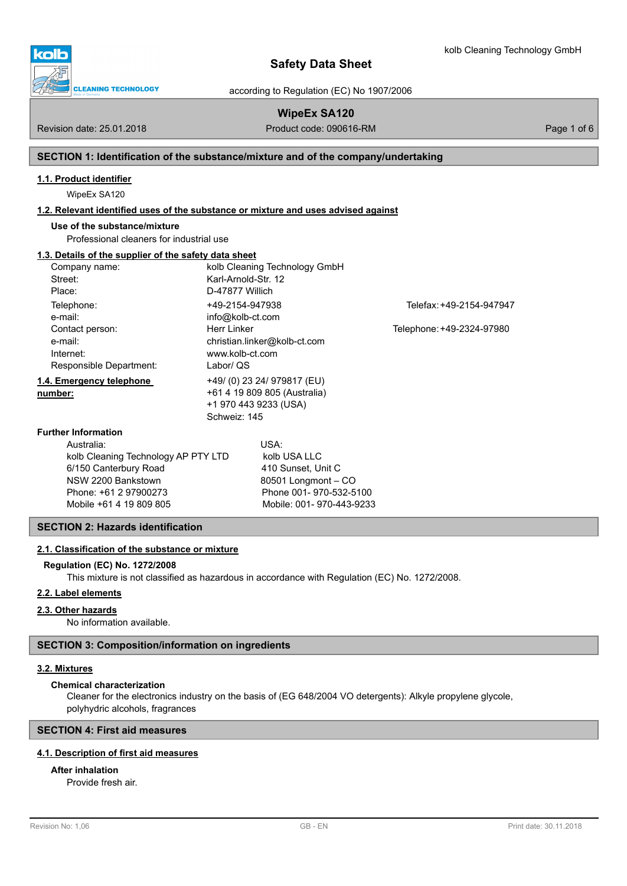# Safety Data Sheet

according to Regulation (EC) No 1907/2006

kolb Cleaning Technology GmbH

**WipeEx SA120**

Revision date: 25.01.2018 | Product code: 090616-RM

## SECTION 1: Identification of the substance/mixture and of the company/undertaking

### 1.1. Product identifier

WipeEx SA120

### 1.2. Relevant identified uses of the substance or mixture and uses advised against

**Use of the substance/mixture**

Professional cleaners for industrial use

### 1.3. Details of the supplier of the safety data sheet

| | | |
|---|---|---|
| Company name: | kolb Cleaning Technology GmbH | |
| Street: | Karl-Arnold-Str. 12 | |
| Place: | D-47877 Willich | |
| Telephone: | +49-2154-947938 | Telefax: +49-2154-947947 |
| e-mail: | info@kolb-ct.com | |
| Contact person: | Herr Linker | Telephone: +49-2324-97980 |
| e-mail: | christian.linker@kolb-ct.com | |
| Internet: | www.kolb-ct.com | |
| Responsible Department: | Labor/ QS | |

### 1.4. Emergency telephone number:

+49/ (0) 23 24/ 979817 (EU)
+61 4 19 809 805 (Australia)
+1 970 443 9233 (USA)
Schweiz: 145

**Further Information**

Australia:
kolb Cleaning Technology AP PTY LTD
6/150 Canterbury Road
NSW 2200 Bankstown
Phone: +61 2 97900273
Mobile +61 4 19 809 805

USA:
kolb USA LLC
410 Sunset, Unit C
80501 Longmont – CO
Phone 001- 970-532-5100
Mobile: 001- 970-443-9233

## SECTION 2: Hazards identification

### 2.1. Classification of the substance or mixture

**Regulation (EC) No. 1272/2008**

This mixture is not classified as hazardous in accordance with Regulation (EC) No. 1272/2008.

### 2.2. Label elements

### 2.3. Other hazards

No information available.

## SECTION 3: Composition/information on ingredients

### 3.2. Mixtures

**Chemical characterization**

Cleaner for the electronics industry on the basis of (EG 648/2004 VO detergents): Alkyle propylene glycole, polyhydric alcohols, fragrances

## SECTION 4: First aid measures

### 4.1. Description of first aid measures

**After inhalation**

Provide fresh air.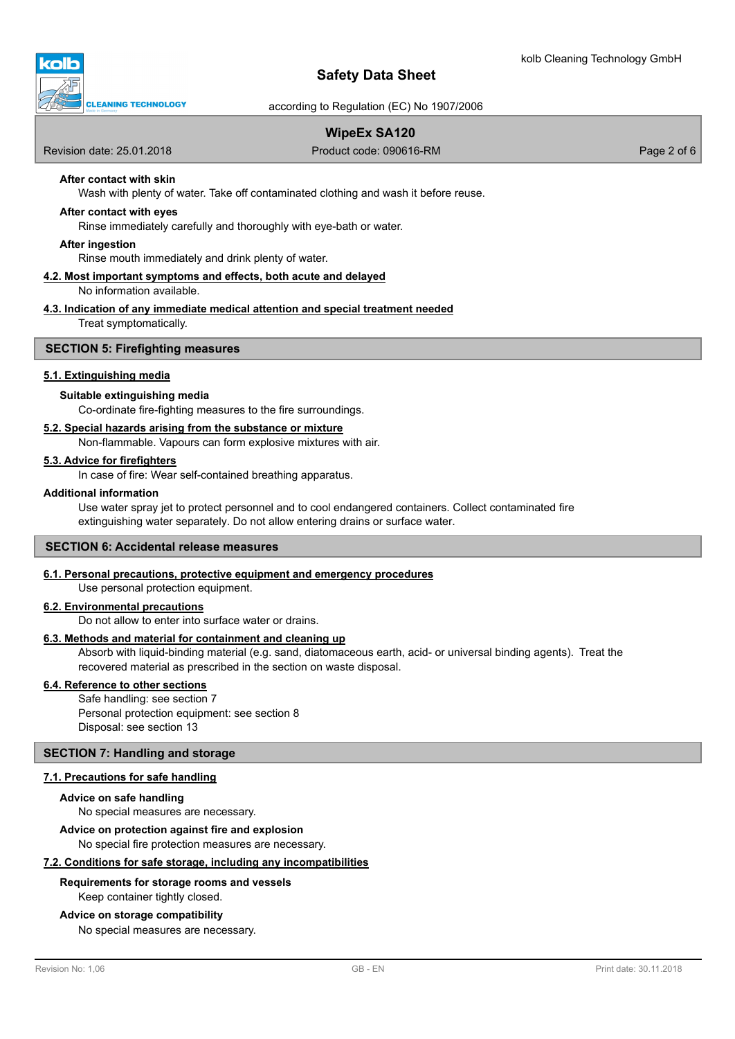**After contact with skin**

Wash with plenty of water. Take off contaminated clothing and wash it before reuse.

**After contact with eyes**

Rinse immediately carefully and thoroughly with eye-bath or water.

**After ingestion**

Rinse mouth immediately and drink plenty of water.

**4.2. Most important symptoms and effects, both acute and delayed**

No information available.

**4.3. Indication of any immediate medical attention and special treatment needed**

Treat symptomatically.

## SECTION 5: Firefighting measures

**5.1. Extinguishing media**

**Suitable extinguishing media**

Co-ordinate fire-fighting measures to the fire surroundings.

**5.2. Special hazards arising from the substance or mixture**

Non-flammable. Vapours can form explosive mixtures with air.

**5.3. Advice for firefighters**

In case of fire: Wear self-contained breathing apparatus.

**Additional information**

Use water spray jet to protect personnel and to cool endangered containers. Collect contaminated fire extinguishing water separately. Do not allow entering drains or surface water.

## SECTION 6: Accidental release measures

**6.1. Personal precautions, protective equipment and emergency procedures**

Use personal protection equipment.

**6.2. Environmental precautions**

Do not allow to enter into surface water or drains.

**6.3. Methods and material for containment and cleaning up**

Absorb with liquid-binding material (e.g. sand, diatomaceous earth, acid- or universal binding agents). Treat the recovered material as prescribed in the section on waste disposal.

**6.4. Reference to other sections**

Safe handling: see section 7
Personal protection equipment: see section 8
Disposal: see section 13

## SECTION 7: Handling and storage

**7.1. Precautions for safe handling**

**Advice on safe handling**

No special measures are necessary.

**Advice on protection against fire and explosion**

No special fire protection measures are necessary.

**7.2. Conditions for safe storage, including any incompatibilities**

**Requirements for storage rooms and vessels**

Keep container tightly closed.

**Advice on storage compatibility**

No special measures are necessary.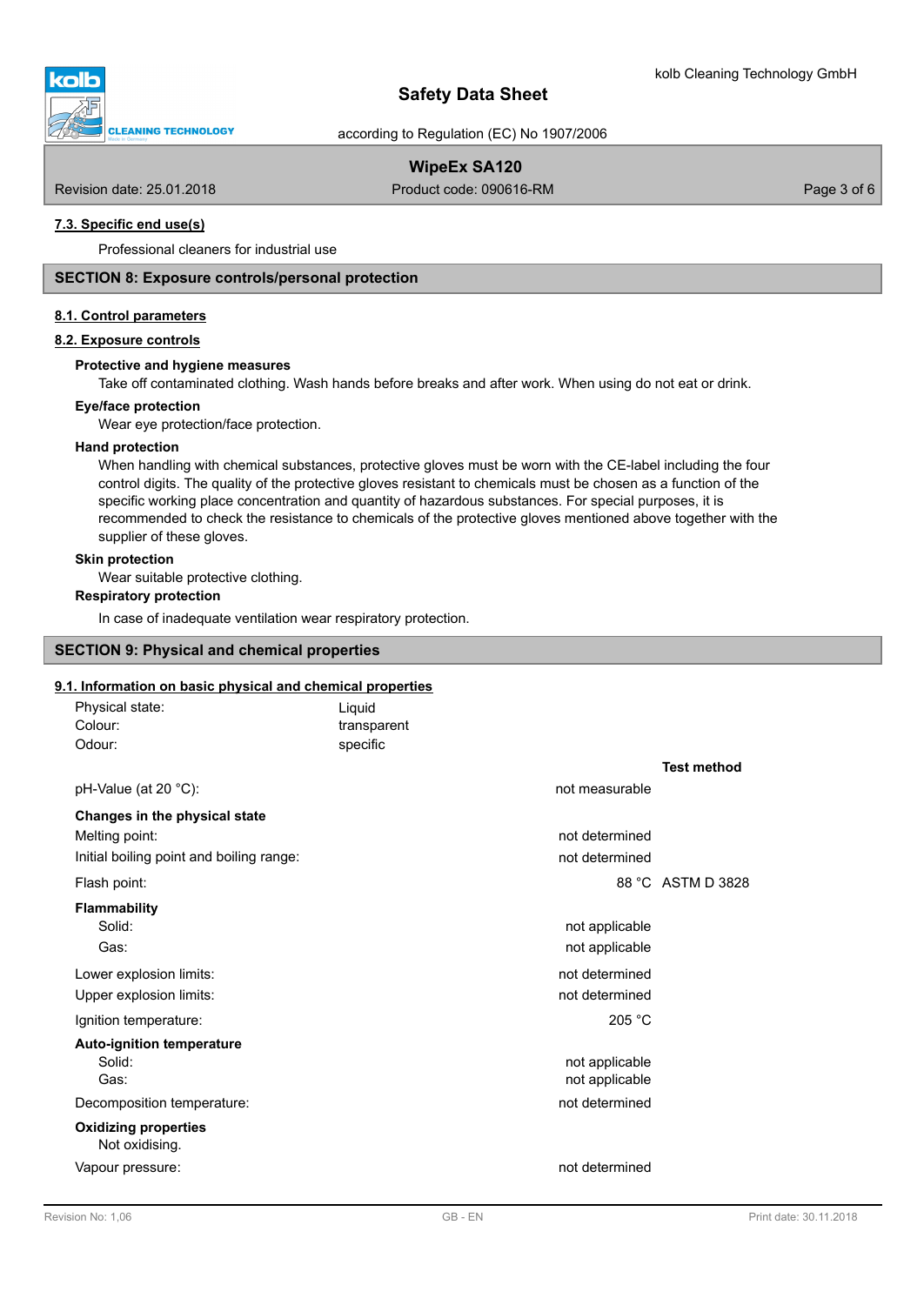### 7.3. Specific end use(s)

Professional cleaners for industrial use

## SECTION 8: Exposure controls/personal protection

### 8.1. Control parameters

### 8.2. Exposure controls

**Protective and hygiene measures**

Take off contaminated clothing. Wash hands before breaks and after work. When using do not eat or drink.

**Eye/face protection**

Wear eye protection/face protection.

**Hand protection**

When handling with chemical substances, protective gloves must be worn with the CE-label including the four control digits. The quality of the protective gloves resistant to chemicals must be chosen as a function of the specific working place concentration and quantity of hazardous substances. For special purposes, it is recommended to check the resistance to chemicals of the protective gloves mentioned above together with the supplier of these gloves.

**Skin protection**

Wear suitable protective clothing.

**Respiratory protection**

In case of inadequate ventilation wear respiratory protection.

## SECTION 9: Physical and chemical properties

### 9.1. Information on basic physical and chemical properties

| | |
|---|---|
| Physical state: | Liquid |
| Colour: | transparent |
| Odour: | specific |

| | | Test method |
|---|---|---|
| pH-Value (at 20 °C): | not measurable | |
| **Changes in the physical state** | | |
| Melting point: | not determined | |
| Initial boiling point and boiling range: | not determined | |
| Flash point: | 88 °C | ASTM D 3828 |
| **Flammability** | | |
| Solid: | not applicable | |
| Gas: | not applicable | |
| Lower explosion limits: | not determined | |
| Upper explosion limits: | not determined | |
| Ignition temperature: | 205 °C | |
| **Auto-ignition temperature** | | |
| Solid: | not applicable | |
| Gas: | not applicable | |
| Decomposition temperature: | not determined | |
| **Oxidizing properties** | | |
| Not oxidising. | | |
| Vapour pressure: | not determined | |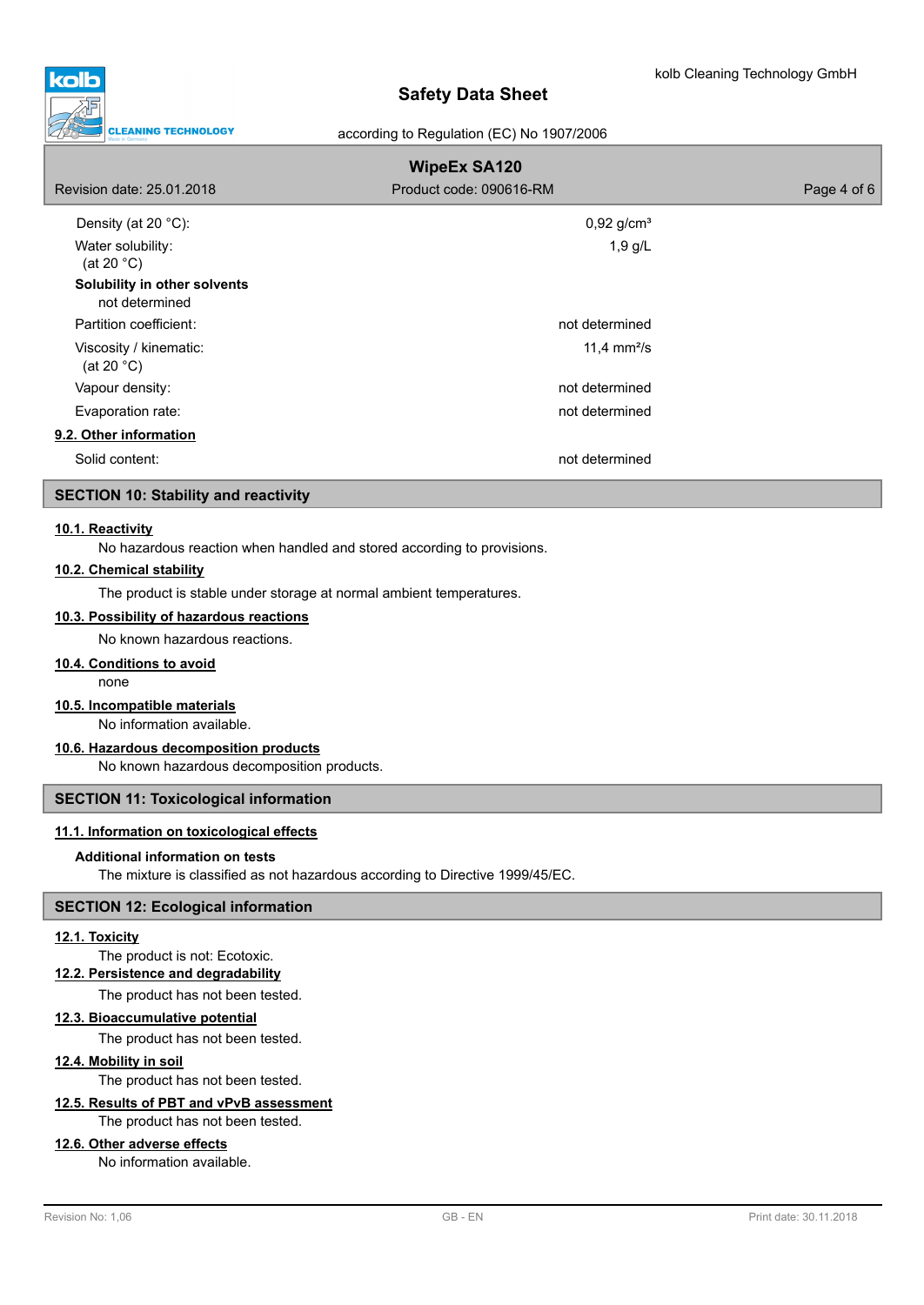| | |
|---|---|
| Density (at 20 °C): | 0,92 g/cm³ |
| Water solubility: (at 20 °C) | 1,9 g/L |

**Solubility in other solvents**
not determined

| | |
|---|---|
| Partition coefficient: | not determined |
| Viscosity / kinematic: (at 20 °C) | 11,4 mm²/s |
| Vapour density: | not determined |
| Evaporation rate: | not determined |

### 9.2. Other information

| | |
|---|---|
| Solid content: | not determined |

## SECTION 10: Stability and reactivity

### 10.1. Reactivity

No hazardous reaction when handled and stored according to provisions.

### 10.2. Chemical stability

The product is stable under storage at normal ambient temperatures.

### 10.3. Possibility of hazardous reactions

No known hazardous reactions.

### 10.4. Conditions to avoid

none

### 10.5. Incompatible materials

No information available.

### 10.6. Hazardous decomposition products

No known hazardous decomposition products.

## SECTION 11: Toxicological information

### 11.1. Information on toxicological effects

**Additional information on tests**

The mixture is classified as not hazardous according to Directive 1999/45/EC.

## SECTION 12: Ecological information

### 12.1. Toxicity

The product is not: Ecotoxic.

### 12.2. Persistence and degradability

The product has not been tested.

### 12.3. Bioaccumulative potential

The product has not been tested.

### 12.4. Mobility in soil

The product has not been tested.

### 12.5. Results of PBT and vPvB assessment

The product has not been tested.

### 12.6. Other adverse effects

No information available.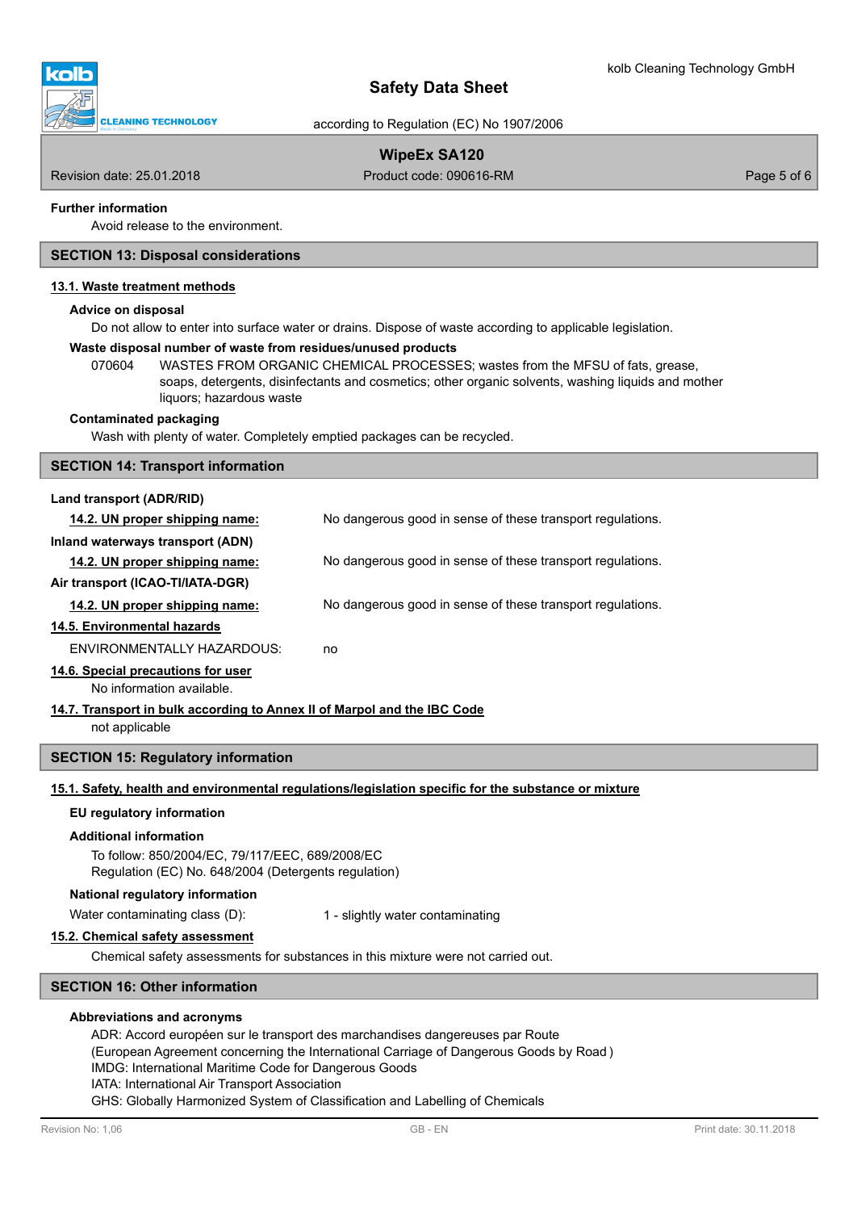**Further information**

Avoid release to the environment.

## SECTION 13: Disposal considerations

### 13.1. Waste treatment methods

**Advice on disposal**

Do not allow to enter into surface water or drains. Dispose of waste according to applicable legislation.

**Waste disposal number of waste from residues/unused products**

070604 WASTES FROM ORGANIC CHEMICAL PROCESSES; wastes from the MFSU of fats, grease, soaps, detergents, disinfectants and cosmetics; other organic solvents, washing liquids and mother liquors; hazardous waste

**Contaminated packaging**

Wash with plenty of water. Completely emptied packages can be recycled.

## SECTION 14: Transport information

**Land transport (ADR/RID)**

**14.2. UN proper shipping name:** No dangerous good in sense of these transport regulations.

**Inland waterways transport (ADN)**

**14.2. UN proper shipping name:** No dangerous good in sense of these transport regulations.

**Air transport (ICAO-TI/IATA-DGR)**

**14.2. UN proper shipping name:** No dangerous good in sense of these transport regulations.

### 14.5. Environmental hazards

ENVIRONMENTALLY HAZARDOUS: no

### 14.6. Special precautions for user

No information available.

### 14.7. Transport in bulk according to Annex II of Marpol and the IBC Code

not applicable

## SECTION 15: Regulatory information

### 15.1. Safety, health and environmental regulations/legislation specific for the substance or mixture

**EU regulatory information**

**Additional information**

To follow: 850/2004/EC, 79/117/EEC, 689/2008/EC
Regulation (EC) No. 648/2004 (Detergents regulation)

**National regulatory information**

Water contaminating class (D): 1 - slightly water contaminating

### 15.2. Chemical safety assessment

Chemical safety assessments for substances in this mixture were not carried out.

## SECTION 16: Other information

**Abbreviations and acronyms**

ADR: Accord européen sur le transport des marchandises dangereuses par Route
(European Agreement concerning the International Carriage of Dangerous Goods by Road )
IMDG: International Maritime Code for Dangerous Goods
IATA: International Air Transport Association
GHS: Globally Harmonized System of Classification and Labelling of Chemicals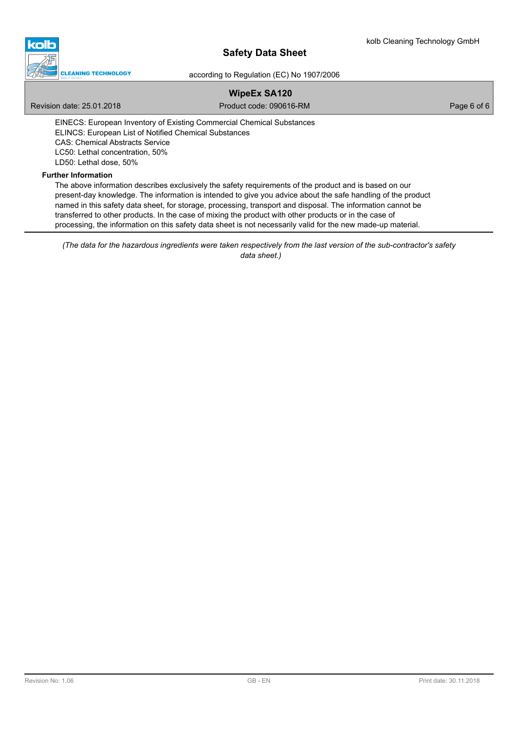EINECS: European Inventory of Existing Commercial Chemical Substances
ELINCS: European List of Notified Chemical Substances
CAS: Chemical Abstracts Service
LC50: Lethal concentration, 50%
LD50: Lethal dose, 50%

**Further Information**

The above information describes exclusively the safety requirements of the product and is based on our present-day knowledge. The information is intended to give you advice about the safe handling of the product named in this safety data sheet, for storage, processing, transport and disposal. The information cannot be transferred to other products. In the case of mixing the product with other products or in the case of processing, the information on this safety data sheet is not necessarily valid for the new made-up material.

---

*(The data for the hazardous ingredients were taken respectively from the last version of the sub-contractor's safety data sheet.)*